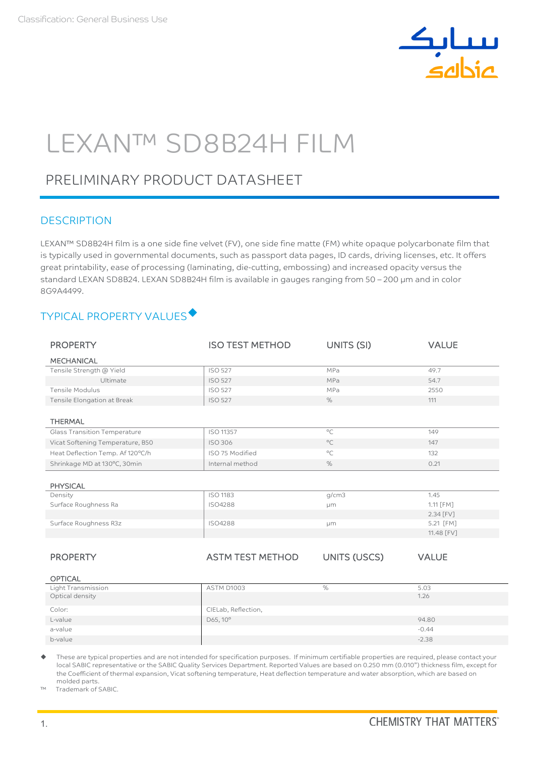Classification: General Business Use

# LEXAN™ SD8B24H FILM

## PRELIMINARY PRODUCT DATASHEET

### DESCRIPTION

LEXAN™ SD8B24H film is a one side fine velvet (FV), one side fine matte (FM) white opaque polycarbonate film that is typically used in governmental documents, such as passport data pages, ID cards, driving licenses, etc. It offers great printability, ease of processing (laminating, die-cutting, embossing) and increased opacity versus the standard LEXAN SD8B24. LEXAN SD8B24H film is available in gauges ranging from 50 – 200 µm and in color 8G9A4499.

### TYPICAL PROPERTY VALUES◆

| PROPERTY | ISO TEST METHOD | UNITS (SI) | VALUE |
|---|---|---|---|
| **MECHANICAL** | | | |
| Tensile Strength @ Yield | ISO 527 | MPa | 49.7 |
| Ultimate | ISO 527 | MPa | 54.7 |
| Tensile Modulus | ISO 527 | MPa | 2550 |
| Tensile Elongation at Break | ISO 527 | % | 111 |
| **THERMAL** | | | |
| Glass Transition Temperature | ISO 11357 | °C | 149 |
| Vicat Softening Temperature, B50 | ISO 306 | °C | 147 |
| Heat Deflection Temp. Af 120°C/h | ISO 75 Modified | °C | 132 |
| Shrinkage MD at 130°C, 30min | Internal method | % | 0.21 |
| **PHYSICAL** | | | |
| Density | ISO 1183 | g/cm3 | 1.45 |
| Surface Roughness Ra | ISO4288 | µm | 1.11 [FM] |
| | | | 2.34 [FV] |
| Surface Roughness R3z | ISO4288 | µm | 5.21 [FM] |
| | | | 11.48 [FV] |

| PROPERTY | ASTM TEST METHOD | UNITS (USCS) | VALUE |
|---|---|---|---|
| **OPTICAL** | | | |
| Light Transmission | ASTM D1003 | % | 5.03 |
| Optical density | | | 1.26 |
| Color: | CIELab, Reflection, | | |
| L-value | D65, 10° | | 94.80 |
| a-value | | | -0.44 |
| b-value | | | -2.38 |

◆ These are typical properties and are not intended for specification purposes. If minimum certifiable properties are required, please contact your local SABIC representative or the SABIC Quality Services Department. Reported Values are based on 0.250 mm (0.010") thickness film, except for the Coefficient of thermal expansion, Vicat softening temperature, Heat deflection temperature and water absorption, which are based on molded parts.

™ Trademark of SABIC.

CHEMISTRY THAT MATTERS™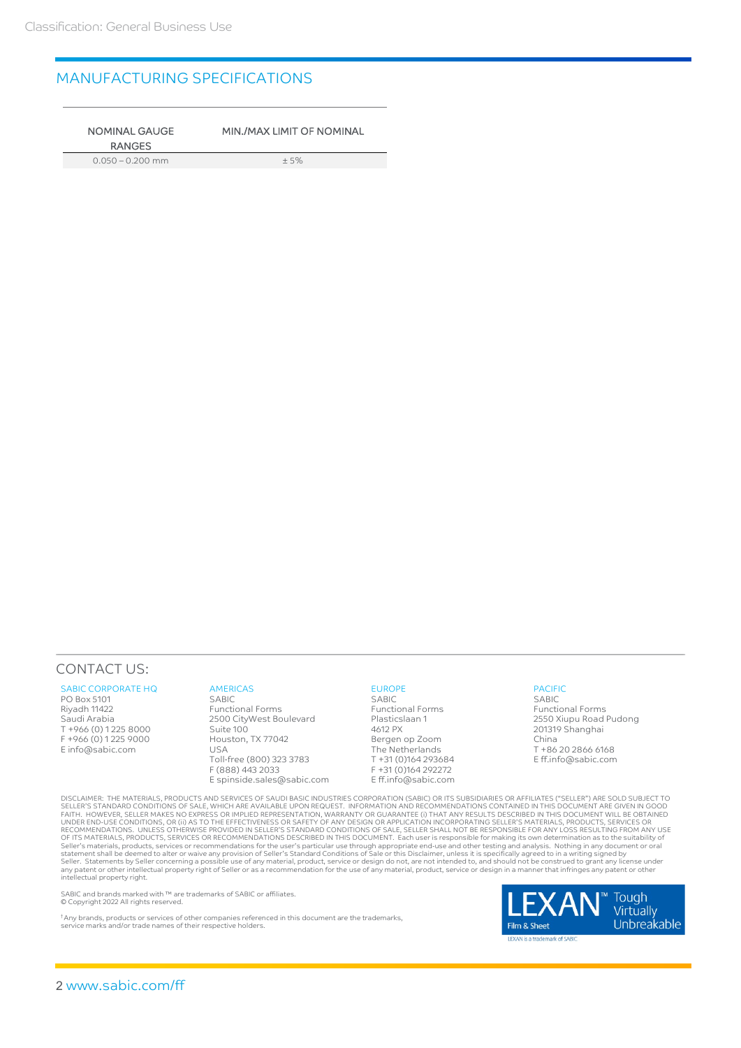## MANUFACTURING SPECIFICATIONS

| NOMINAL GAUGE RANGES | MIN./MAX LIMIT OF NOMINAL |
|---|---|
| 0.050 – 0.200 mm | ± 5% |

## CONTACT US:

**SABIC CORPORATE HQ**
PO Box 5101
Riyadh 11422
Saudi Arabia
T +966 (0) 1 225 8000
F +966 (0) 1 225 9000
E info@sabic.com

**AMERICAS**
SABIC
Functional Forms
2500 CityWest Boulevard
Suite 100
Houston, TX 77042
USA
Toll-free (800) 323 3783
F (888) 443 2033
E spinside.sales@sabic.com

**EUROPE**
SABIC
Functional Forms
Plasticslaan 1
4612 PX
Bergen op Zoom
The Netherlands
T +31 (0)164 293684
F +31 (0)164 292272
E ff.info@sabic.com

**PACIFIC**
SABIC
Functional Forms
2550 Xiupu Road Pudong
201319 Shanghai
China
T +86 20 2866 6168
E ff.info@sabic.com

DISCLAIMER: THE MATERIALS, PRODUCTS AND SERVICES OF SAUDI BASIC INDUSTRIES CORPORATION (SABIC) OR ITS SUBSIDIARIES OR AFFILIATES ("SELLER") ARE SOLD SUBJECT TO SELLER'S STANDARD CONDITIONS OF SALE, WHICH ARE AVAILABLE UPON REQUEST. INFORMATION AND RECOMMENDATIONS CONTAINED IN THIS DOCUMENT ARE GIVEN IN GOOD FAITH. HOWEVER, SELLER MAKES NO EXPRESS OR IMPLIED REPRESENTATION, WARRANTY OR GUARANTEE (i) THAT ANY RESULTS DESCRIBED IN THIS DOCUMENT WILL BE OBTAINED UNDER END-USE CONDITIONS, OR (ii) AS TO THE EFFECTIVENESS OR SAFETY OF ANY DESIGN OR APPLICATION INCORPORATING SELLER'S MATERIALS, PRODUCTS, SERVICES OR RECOMMENDATIONS. UNLESS OTHERWISE PROVIDED IN SELLER'S STANDARD CONDITIONS OF SALE, SELLER SHALL NOT BE RESPONSIBLE FOR ANY LOSS RESULTING FROM ANY USE OF ITS MATERIALS, PRODUCTS, SERVICES OR RECOMMENDATIONS DESCRIBED IN THIS DOCUMENT. Each user is responsible for making its own determination as to the suitability of Seller's materials, products, services or recommendations for the user's particular use through appropriate end-use and other testing and analysis. Nothing in any document or oral statement shall be deemed to alter or waive any provision of Seller's Standard Conditions of Sale or this Disclaimer, unless it is specifically agreed to in a writing signed by Seller. Statements by Seller concerning a possible use of any material, product, service or design do not, are not intended to, and should not be construed to grant any license under any patent or other intellectual property right of Seller or as a recommendation for the use of any material, product, service or design in a manner that infringes any patent or other intellectual property right.

SABIC and brands marked with ™ are trademarks of SABIC or affiliates.
© Copyright 2022 All rights reserved.

† Any brands, products or services of other companies referenced in this document are the trademarks, service marks and/or trade names of their respective holders.

LEXAN™ Film & Sheet — Tough Virtually Unbreakable

LEXAN is a trademark of SABIC.

www.sabic.com/ff